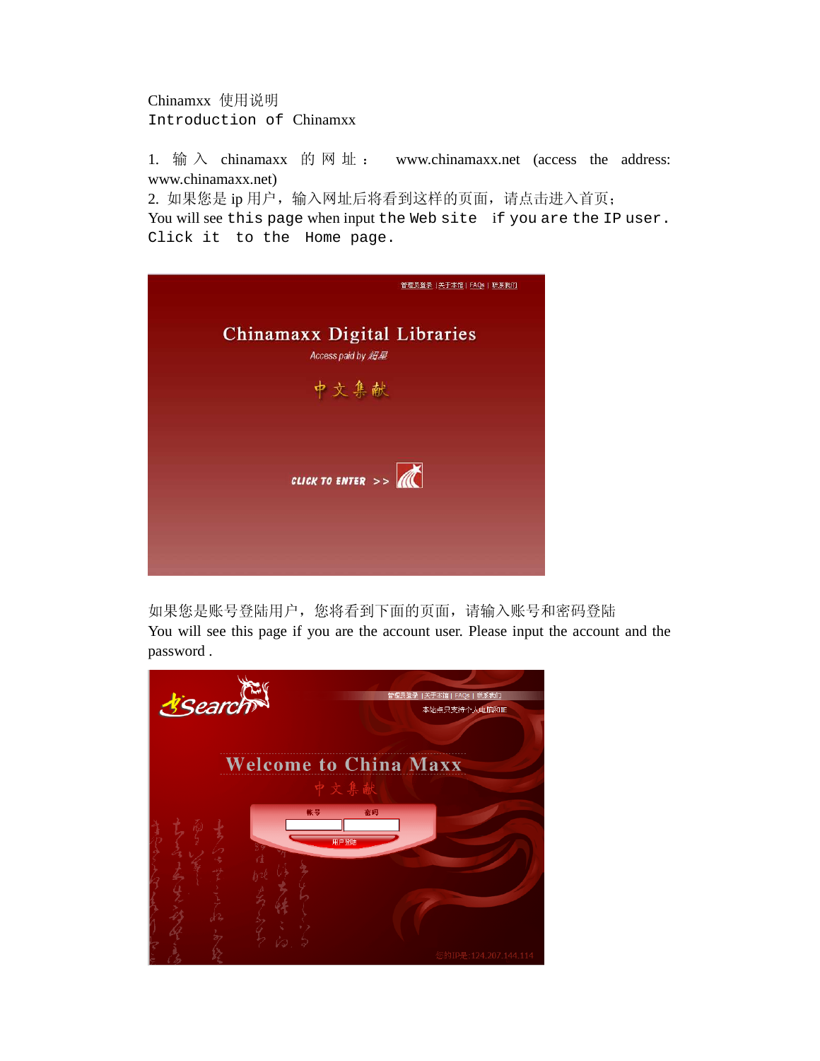Chinamxx 使用说明

Introduction of Chinamxx

1. 输入 chinamaxx 的网址： www.chinamaxx.net (access the address: www.chinamaxx.net)

2. 如果您是 ip 用户，输入网址后将看到这样的页面，请点击进入首页；

You will see this page when input the Web site if you are the IP user. Click it to the Home page.

如果您是账号登陆用户，您将看到下面的页面，请输入账号和密码登陆

You will see this page if you are the account user. Please input the account and the password .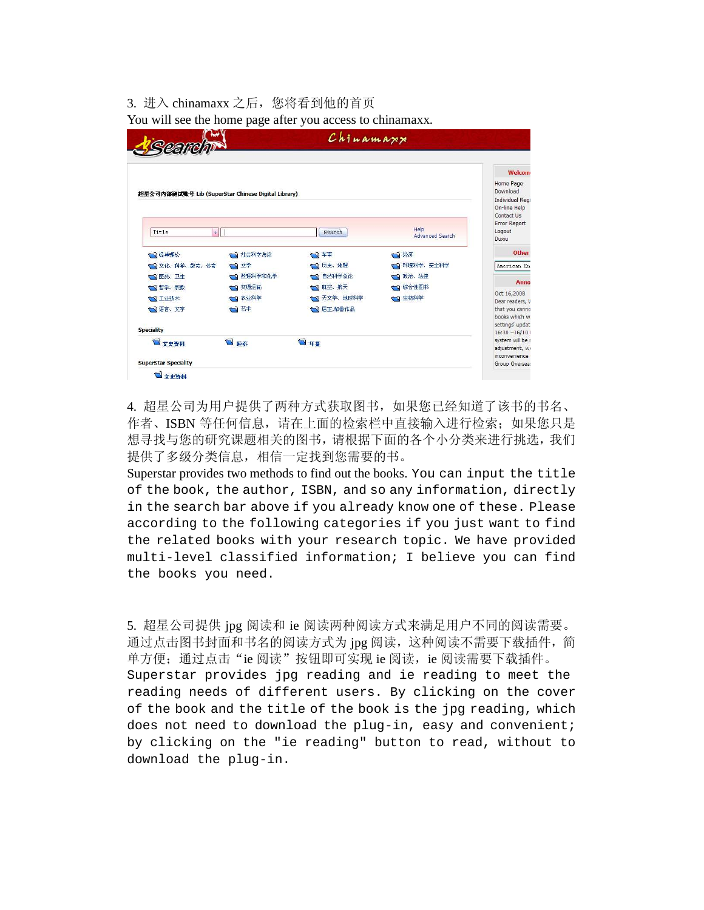3. 进入 chinamaxx 之后，您将看到他的首页

You will see the home page after you access to chinamaxx.

4. 超星公司为用户提供了两种方式获取图书，如果您已经知道了该书的书名、作者、ISBN 等任何信息，请在上面的检索栏中直接输入进行检索；如果您只是想寻找与您的研究课题相关的图书，请根据下面的各个小分类来进行挑选，我们提供了多级分类信息，相信一定找到您需要的书。

Superstar provides two methods to find out the books. You can input the title of the book, the author, ISBN, and so any information, directly in the search bar above if you already know one of these. Please according to the following categories if you just want to find the related books with your research topic. We have provided multi-level classified information; I believe you can find the books you need.

5. 超星公司提供 jpg 阅读和 ie 阅读两种阅读方式来满足用户不同的阅读需要。通过点击图书封面和书名的阅读方式为 jpg 阅读，这种阅读不需要下载插件，简单方便；通过点击"ie 阅读"按钮即可实现 ie 阅读，ie 阅读需要下载插件。

Superstar provides jpg reading and ie reading to meet the reading needs of different users. By clicking on the cover of the book and the title of the book is the jpg reading, which does not need to download the plug-in, easy and convenient; by clicking on the "ie reading" button to read, without to download the plug-in.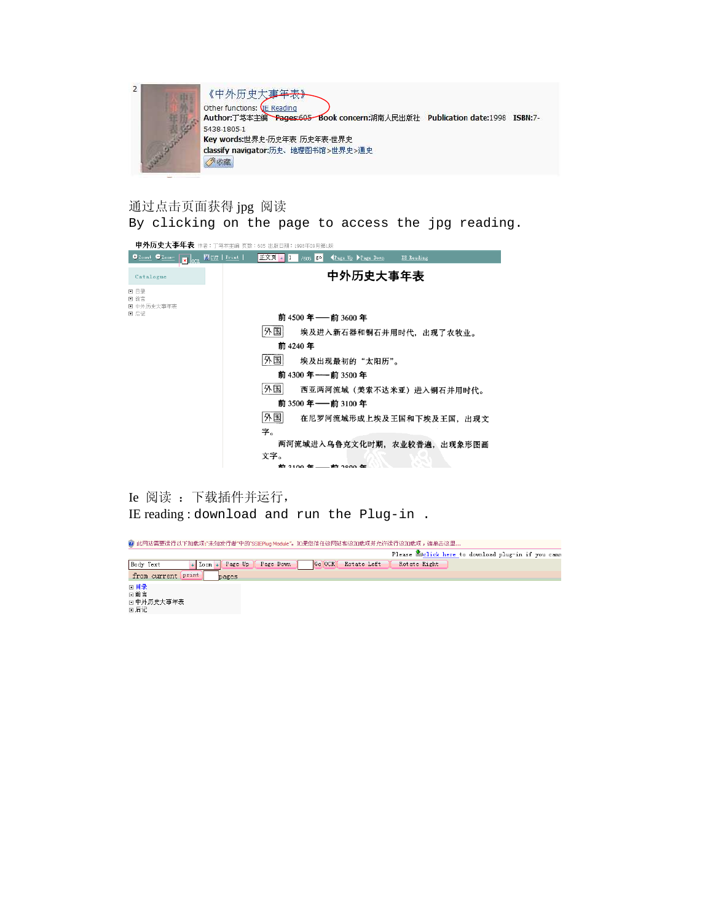2 《中外历史大事年表》

Other functions: IE Reading

Author:丁笃本主编 Pages:605 Book concern:湖南人民出版社 Publication date:1998 ISBN:7-5438-1805-1

Key words:世界史-历史年表 历史年表-世界史

classify navigator:历史、地理图书馆>世界史>通史

收藏

通过点击页面获得 jpg 阅读

By clicking on the page to access the jpg reading.

中外历史大事年表 作者：丁笃本主编 页数：605 出版日期：1998年09月第1版

Zoom+ Zoom- OCR CUT Print 正文页 1 /605 go Page Up Page Down IE Reading

Catalogue

- 目录
- 前言
- 中外历史大事年表
- 后记

中外历史大事年表

前 4500 年——前 3600 年

外国 埃及进入新石器和铜石并用时代，出现了农牧业。

前 4240 年

外国 埃及出现最初的"太阳历"。

前 4300 年——前 3500 年

外国 西亚两河流域（美索不达米亚）进入铜石并用时代。

前 3500 年——前 3100 年

外国 在尼罗河流域形成上埃及王国和下埃及王国，出现文字。

两河流域进入乌鲁克文化时期，农业较普遍，出现象形图画文字。

前 3100 年——前 2800 年

Ie 阅读 ：下载插件并运行，

IE reading : download and run the Plug-in .

此网站需要运行以下加载项:"未知发行者"中的"SSIEPlug Module"。如果您信任该网站和该加载项并允许运行该加载项，请单击这里...

Please click here to download plug-in if you cann

Body Text Zoom Page Up Page Down Go OCR Rotate Left Rotate Right

from current print pages

- 目录
- 前言
- 中外历史大事年表
- 后记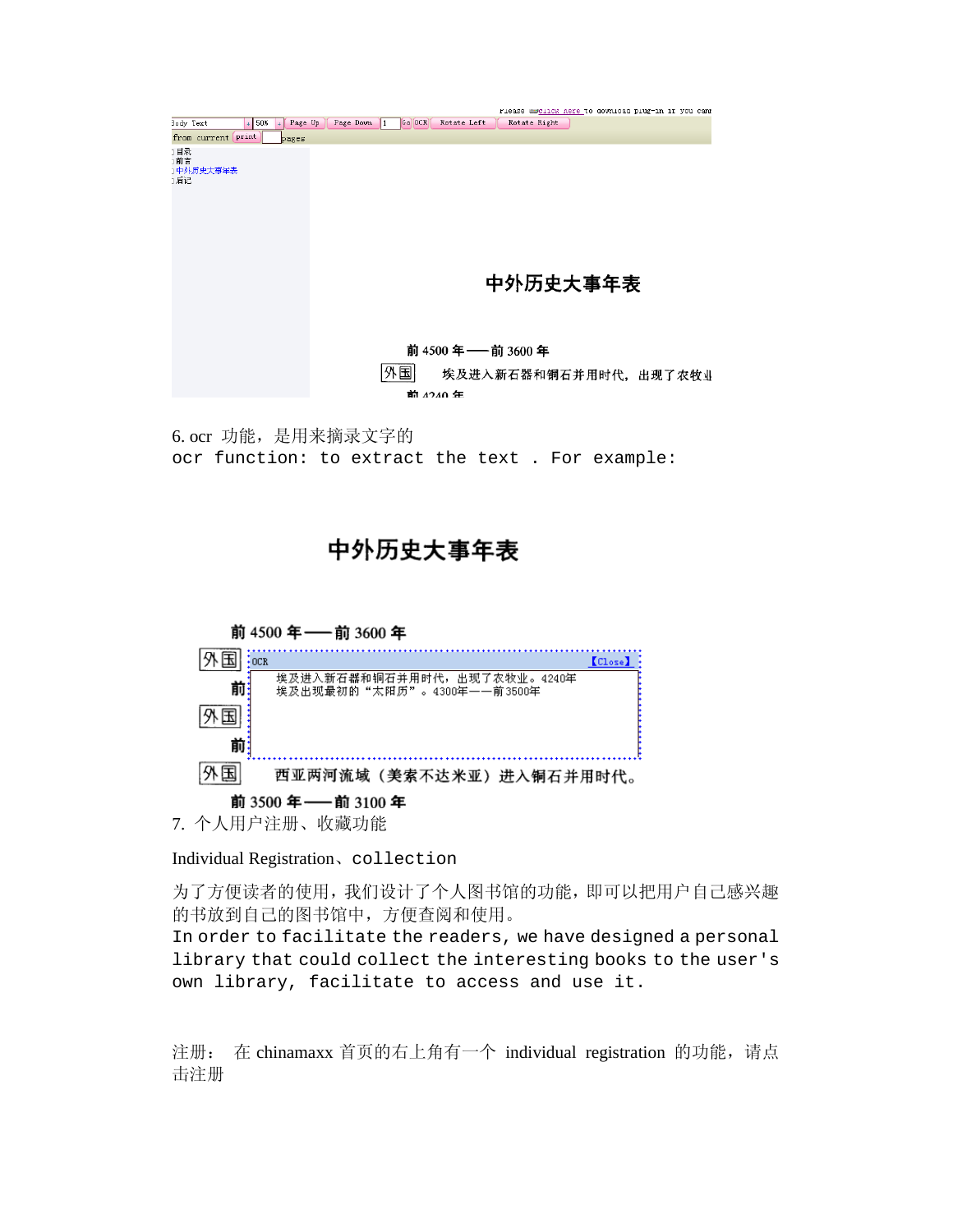6. ocr 功能，是用来摘录文字的

ocr function: to extract the text . For example:

7. 个人用户注册、收藏功能

Individual Registration、collection

为了方便读者的使用，我们设计了个人图书馆的功能，即可以把用户自己感兴趣的书放到自己的图书馆中，方便查阅和使用。

In order to facilitate the readers, we have designed a personal library that could collect the interesting books to the user's own library, facilitate to access and use it.

注册： 在 chinamaxx 首页的右上角有一个 individual registration 的功能，请点击注册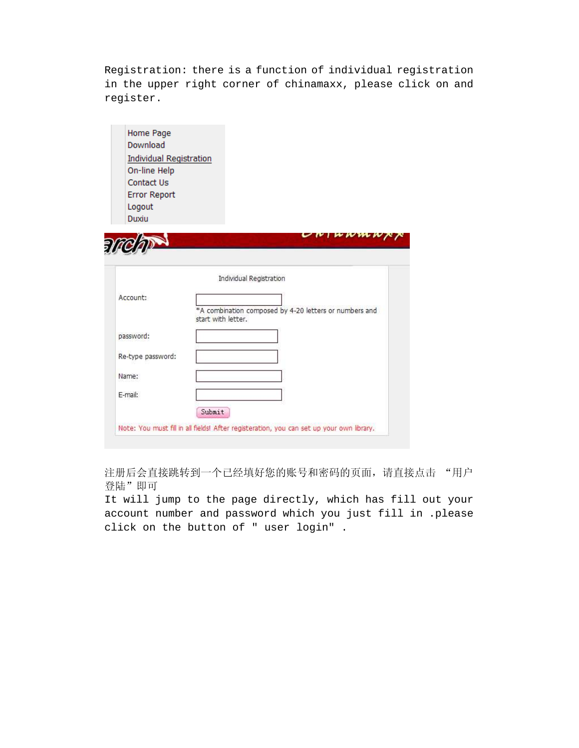Registration: there is a function of individual registration in the upper right corner of chinamaxx, please click on and register.

Home Page
Download
Individual Registration
On-line Help
Contact Us
Error Report
Logout
Duxiu

Individual Registration

Account:

*A combination composed by 4-20 letters or numbers and start with letter.

password:

Re-type password:

Name:

E-mail:

Submit

Note: You must fill in all fields! After registeration, you can set up your own library.

注册后会直接跳转到一个已经填好您的账号和密码的页面，请直接点击 “用户登陆”即可

It will jump to the page directly, which has fill out your account number and password which you just fill in .please click on the button of " user login" .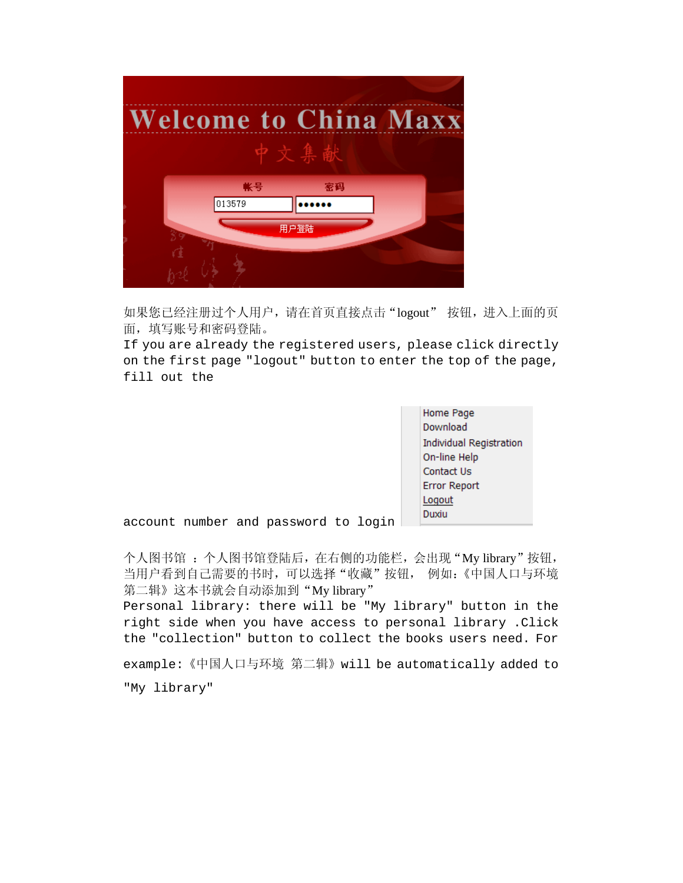如果您已经注册过个人用户，请在首页直接点击“logout” 按钮，进入上面的页面，填写账号和密码登陆。

If you are already the registered users, please click directly on the first page "logout" button to enter the top of the page, fill out the account number and password to login

个人图书馆 ：个人图书馆登陆后，在右侧的功能栏，会出现“My library”按钮，当用户看到自己需要的书时，可以选择“收藏”按钮， 例如：《中国人口与环境 第二辑》这本书就会自动添加到“My library”

Personal library: there will be "My library" button in the right side when you have access to personal library .Click the "collection" button to collect the books users need. For example:《中国人口与环境 第二辑》will be automatically added to "My library"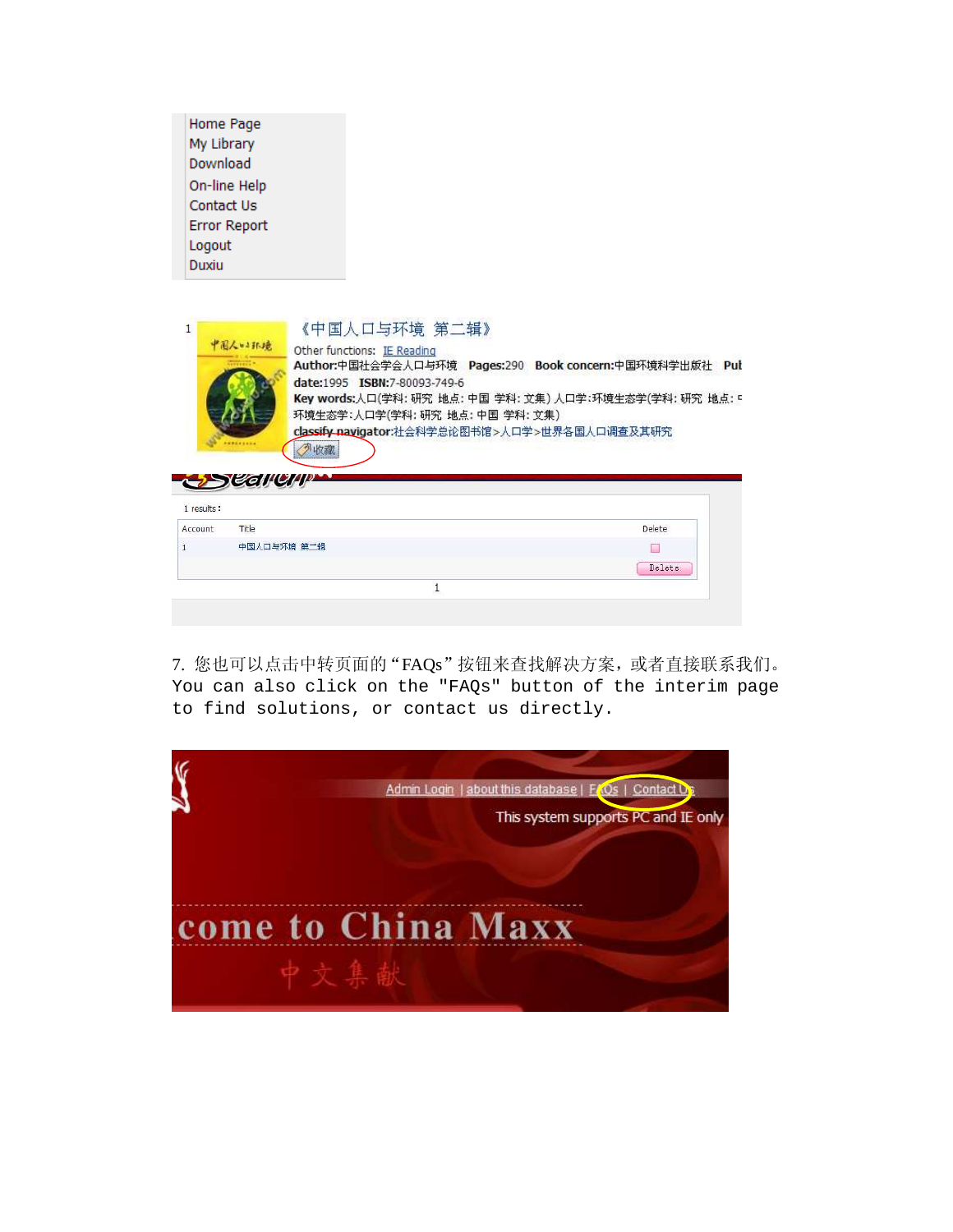7. 您也可以点击中转页面的“FAQs”按钮来查找解决方案，或者直接联系我们。
You can also click on the "FAQs" button of the interim page to find solutions, or contact us directly.